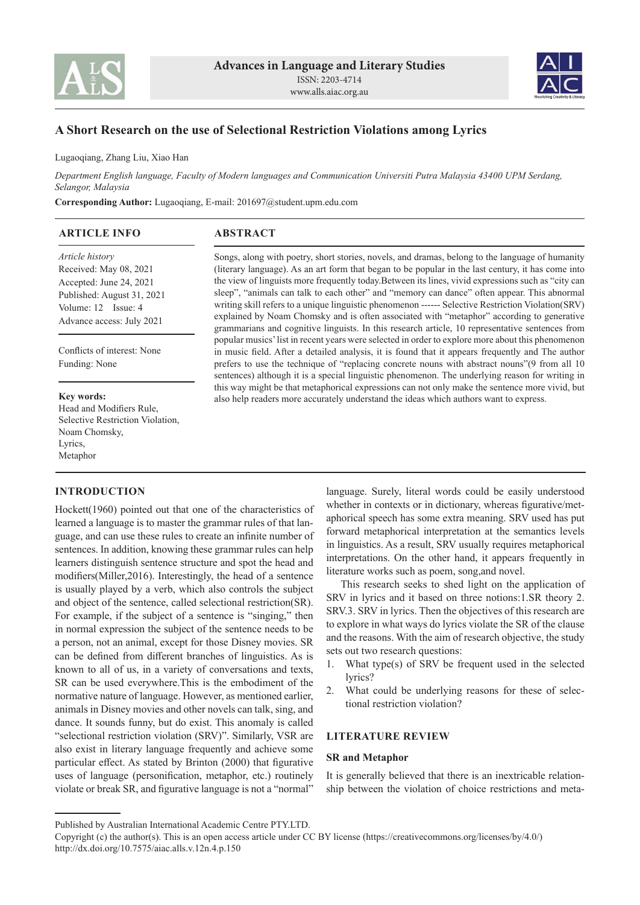# A Short Research on the use of Selectional Restriction Violations among Lyrics

Lugaoqiang, Zhang Liu, Xiao Han

*Department English language, Faculty of Modern languages and Communication Universiti Putra Malaysia 43400 UPM Serdang, Selangor, Malaysia*

**Corresponding Author:** Lugaoqiang, E-mail: 201697@student.upm.edu.com

## ARTICLE INFO

*Article history*
Received: May 08, 2021
Accepted: June 24, 2021
Published: August 31, 2021
Volume: 12 Issue: 4
Advance access: July 2021

Conflicts of interest: None
Funding: None

**Key words:**
Head and Modifiers Rule,
Selective Restriction Violation,
Noam Chomsky,
Lyrics,
Metaphor

## ABSTRACT

Songs, along with poetry, short stories, novels, and dramas, belong to the language of humanity (literary language). As an art form that began to be popular in the last century, it has come into the view of linguists more frequently today.Between its lines, vivid expressions such as "city can sleep", "animals can talk to each other" and "memory can dance" often appear. This abnormal writing skill refers to a unique linguistic phenomenon ------ Selective Restriction Violation(SRV) explained by Noam Chomsky and is often associated with "metaphor" according to generative grammarians and cognitive linguists. In this research article, 10 representative sentences from popular musics' list in recent years were selected in order to explore more about this phenomenon in music field. After a detailed analysis, it is found that it appears frequently and The author prefers to use the technique of "replacing concrete nouns with abstract nouns"(9 from all 10 sentences) although it is a special linguistic phenomenon. The underlying reason for writing in this way might be that metaphorical expressions can not only make the sentence more vivid, but also help readers more accurately understand the ideas which authors want to express.

## INTRODUCTION

Hockett(1960) pointed out that one of the characteristics of learned a language is to master the grammar rules of that language, and can use these rules to create an infinite number of sentences. In addition, knowing these grammar rules can help learners distinguish sentence structure and spot the head and modifiers(Miller,2016). Interestingly, the head of a sentence is usually played by a verb, which also controls the subject and object of the sentence, called selectional restriction(SR). For example, if the subject of a sentence is "singing," then in normal expression the subject of the sentence needs to be a person, not an animal, except for those Disney movies. SR can be defined from different branches of linguistics. As is known to all of us, in a variety of conversations and texts, SR can be used everywhere.This is the embodiment of the normative nature of language. However, as mentioned earlier, animals in Disney movies and other novels can talk, sing, and dance. It sounds funny, but do exist. This anomaly is called "selectional restriction violation (SRV)". Similarly, VSR are also exist in literary language frequently and achieve some particular effect. As stated by Brinton (2000) that figurative uses of language (personification, metaphor, etc.) routinely violate or break SR, and figurative language is not a "normal" language. Surely, literal words could be easily understood whether in contexts or in dictionary, whereas figurative/metaphorical speech has some extra meaning. SRV used has put forward metaphorical interpretation at the semantics levels in linguistics. As a result, SRV usually requires metaphorical interpretations. On the other hand, it appears frequently in literature works such as poem, song,and novel.

This research seeks to shed light on the application of SRV in lyrics and it based on three notions:1.SR theory 2. SRV.3. SRV in lyrics. Then the objectives of this research are to explore in what ways do lyrics violate the SR of the clause and the reasons. With the aim of research objective, the study sets out two research questions:

1. What type(s) of SRV be frequent used in the selected lyrics?
2. What could be underlying reasons for these of selectional restriction violation?

## LITERATURE REVIEW

### SR and Metaphor

It is generally believed that there is an inextricable relationship between the violation of choice restrictions and meta-

Published by Australian International Academic Centre PTY.LTD.
Copyright (c) the author(s). This is an open access article under CC BY license (https://creativecommons.org/licenses/by/4.0/)
http://dx.doi.org/10.7575/aiac.alls.v.12n.4.p.150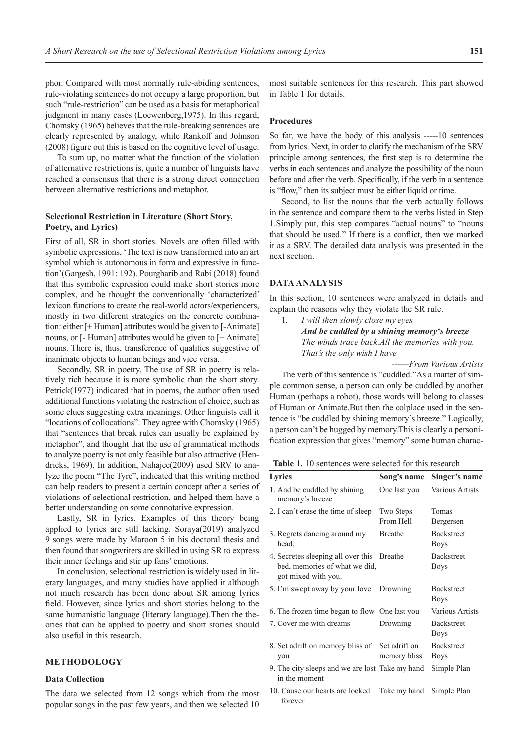phor. Compared with most normally rule-abiding sentences, rule-violating sentences do not occupy a large proportion, but such "rule-restriction" can be used as a basis for metaphorical judgment in many cases (Loewenberg,1975). In this regard, Chomsky (1965) believes that the rule-breaking sentences are clearly represented by analogy, while Rankoff and Johnson (2008) figure out this is based on the cognitive level of usage.

To sum up, no matter what the function of the violation of alternative restrictions is, quite a number of linguists have reached a consensus that there is a strong direct connection between alternative restrictions and metaphor.

### Selectional Restriction in Literature (Short Story, Poetry, and Lyrics)

First of all, SR in short stories. Novels are often filled with symbolic expressions, 'The text is now transformed into an art symbol which is autonomous in form and expressive in function'(Gargesh, 1991: 192). Pourgharib and Rabi (2018) found that this symbolic expression could make short stories more complex, and he thought the conventionally 'characterized' lexicon functions to create the real-world actors/experiencers, mostly in two different strategies on the concrete combination: either [+ Human] attributes would be given to [-Animate] nouns, or [- Human] attributes would be given to [+ Animate] nouns. There is, thus, transference of qualities suggestive of inanimate objects to human beings and vice versa.

Secondly, SR in poetry. The use of SR in poetry is relatively rich because it is more symbolic than the short story. Petrick(1977) indicated that in poems, the author often used additional functions violating the restriction of choice, such as some clues suggesting extra meanings. Other linguists call it "locations of collocations". They agree with Chomsky (1965) that "sentences that break rules can usually be explained by metaphor", and thought that the use of grammatical methods to analyze poetry is not only feasible but also attractive (Hendricks, 1969). In addition, Nahajec(2009) used SRV to analyze the poem "The Tyre", indicated that this writing method can help readers to present a certain concept after a series of violations of selectional restriction, and helped them have a better understanding on some connotative expression.

Lastly, SR in lyrics. Examples of this theory being applied to lyrics are still lacking. Soraya(2019) analyzed 9 songs were made by Maroon 5 in his doctoral thesis and then found that songwriters are skilled in using SR to express their inner feelings and stir up fans' emotions.

In conclusion, selectional restriction is widely used in literary languages, and many studies have applied it although not much research has been done about SR among lyrics field. However, since lyrics and short stories belong to the same humanistic language (literary language).Then the theories that can be applied to poetry and short stories should also useful in this research.

## METHODOLOGY

### Data Collection

The data we selected from 12 songs which from the most popular songs in the past few years, and then we selected 10 most suitable sentences for this research. This part showed in Table 1 for details.

### Procedures

So far, we have the body of this analysis -----10 sentences from lyrics. Next, in order to clarify the mechanism of the SRV principle among sentences, the first step is to determine the verbs in each sentences and analyze the possibility of the noun before and after the verb. Specifically, if the verb in a sentence is "flow," then its subject must be either liquid or time.

Second, to list the nouns that the verb actually follows in the sentence and compare them to the verbs listed in Step 1.Simply put, this step compares "actual nouns" to "nouns that should be used." If there is a conflict, then we marked it as a SRV. The detailed data analysis was presented in the next section.

## DATA ANALYSIS

In this section, 10 sentences were analyzed in details and explain the reasons why they violate the SR rule.

1. *I will then slowly close my eyes*
   ***And be cuddled by a shining memory's breeze***
   *The winds trace back.All the memories with you.*
   *That's the only wish I have.*

*------From Various Artists*

The verb of this sentence is "cuddled."As a matter of simple common sense, a person can only be cuddled by another Human (perhaps a robot), those words will belong to classes of Human or Animate.But then the colplace used in the sentence is "be cuddled by shining memory's breeze." Logically, a person can't be hugged by memory.This is clearly a personification expression that gives "memory" some human charac-

**Table 1.** 10 sentences were selected for this research

| Lyrics | Song's name | Singer's name |
|---|---|---|
| 1. And be cuddled by shining memory's breeze | One last you | Various Artists |
| 2. I can't erase the time of sleep | Two Steps From Hell | Tomas Bergersen |
| 3. Regrets dancing around my head, | Breathe | Backstreet Boys |
| 4. Secretes sleeping all over this bed, memories of what we did, got mixed with you. | Breathe | Backstreet Boys |
| 5. I'm swept away by your love | Drowning | Backstreet Boys |
| 6. The frozen time began to flow | One last you | Various Artists |
| 7. Cover me with dreams | Drowning | Backstreet Boys |
| 8. Set adrift on memory bliss of you | Set adrift on memory bliss | Backstreet Boys |
| 9. The city sleeps and we are lost in the moment | Take my hand | Simple Plan |
| 10. Cause our hearts are locked forever. | Take my hand | Simple Plan |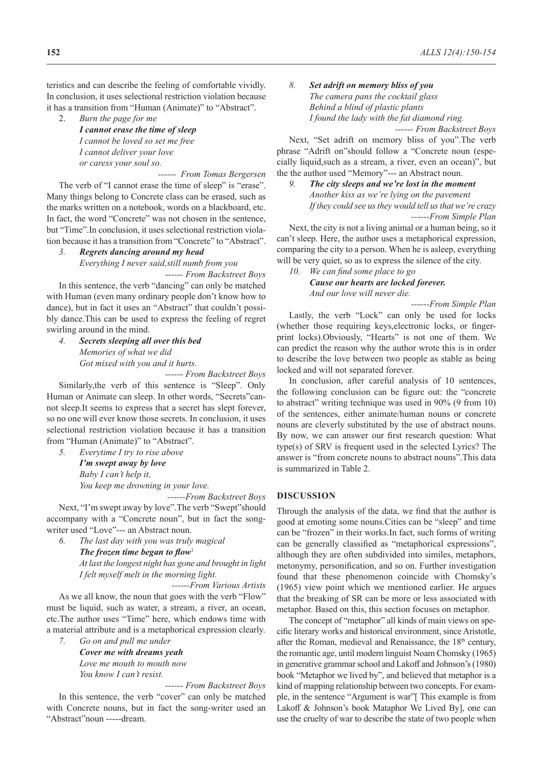teristics and can describe the feeling of comfortable vividly. In conclusion, it uses selectional restriction violation because it has a transition from "Human (Animate)" to "Abstract".

2. *Burn the page for me*
   ***I cannot erase the time of sleep***
   *I cannot be loved so set me free*
   *I cannot deliver your love*
   *or caress your soul so.*

   *------ From Tomas Bergersen*

The verb of "I cannot erase the time of sleep" is "erase". Many things belong to Concrete class can be erased, such as the marks written on a notebook, words on a blackboard, etc. In fact, the word "Concrete" was not chosen in the sentence, but "Time".In conclusion, it uses selectional restriction violation because it has a transition from "Concrete" to "Abstract".

3. ***Regrets dancing around my head***
   *Everything I never said,still numb from you*

   *------ From Backstreet Boys*

In this sentence, the verb "dancing" can only be matched with Human (even many ordinary people don't know how to dance), but in fact it uses an "Abstract" that couldn't possibly dance.This can be used to express the feeling of regret swirling around in the mind.

4. ***Secrets sleeping all over this bed***
   *Memories of what we did*
   *Got mixed with you and it hurts.*

   *------ From Backstreet Boys*

Similarly,the verb of this sentence is "Sleep". Only Human or Animate can sleep. In other words, "Secrets"cannot sleep.It seems to express that a secret has slept forever, so no one will ever know those secrets. In conclusion, it uses selectional restriction violation because it has a transition from "Human (Animate)" to "Abstract".

5. *Everytime I try to rise above*
   ***I'm swept away by love***
   *Baby I can't help it,*
   *You keep me drowning in your love.*

   *------From Backstreet Boys*

Next, "I'm swept away by love".The verb "Swept"should accompany with a "Concrete noun", but in fact the songwriter used "Love"--- an Abstract noun.

6. *The last day with you was truly magical*
   ***The frozen time began to flow***[1]
   *At last the longest night has gone and brought in light*
   *I felt myself melt in the morning light.*

   *------From Various Artists*

As we all know, the noun that goes with the verb "Flow" must be liquid, such as water, a stream, a river, an ocean, etc.The author uses "Time" here, which endows time with a material attribute and is a metaphorical expression clearly.

7. *Go on and pull me under*
   ***Cover me with dreams yeah***
   *Love me mouth to mouth now*
   *You know I can't resist.*

   *------ From Backstreet Boys*

In this sentence, the verb "cover" can only be matched with Concrete nouns, but in fact the song-writer used an "Abstract"noun -----dream.

8. ***Set adrift on memory bliss of you***
   *The camera pans the cocktail glass*
   *Behind a blind of plastic plants*
   *I found the lady with the fat diamond ring.*

   *------ From Backstreet Boys*

Next, "Set adrift on memory bliss of you".The verb phrase "Adrift on"should follow a "Concrete noun (especially liquid,such as a stream, a river, even an ocean)", but the the author used "Memory"--- an Abstract noun.

9. ***The city sleeps and we're lost in the moment***
   *Another kiss as we're lying on the pavement*
   *If they could see us they would tell us that we're crazy*

   *------From Simple Plan*

Next, the city is not a living animal or a human being, so it can't sleep. Here, the author uses a metaphorical expression, comparing the city to a person. When he is asleep, everything will be very quiet, so as to express the silence of the city.

10. *We can find some place to go*
    ***Cause our hearts are locked forever.***
    *And our love will never die.*

    *------From Simple Plan*

Lastly, the verb "Lock" can only be used for locks (whether those requiring keys,electronic locks, or fingerprint locks).Obviously, "Hearts" is not one of them. We can predict the reason why the author wrote this is in order to describe the love between two people as stable as being locked and will not separated forever.

In conclusion, after careful analysis of 10 sentences, the following conclusion can be figure out: the "concrete to abstract" writing technique was used in 90% (9 from 10) of the sentences, either animate/human nouns or concrete nouns are cleverly substituted by the use of abstract nouns. By now, we can answer our first research question: What type(s) of SRV is frequent used in the selected Lyrics? The answer is "from concrete nouns to abstract nouns".This data is summarized in Table 2.

## DISCUSSION

Through the analysis of the data, we find that the author is good at emoting some nouns.Cities can be "sleep" and time can be "frozen" in their works.In fact, such forms of writing can be generally classified as "metaphorical expressions", although they are often subdivided into similes, metaphors, metonymy, personification, and so on. Further investigation found that these phenomenon coincide with Chomsky's (1965) view point which we mentioned earlier. He argues that the breaking of SR can be more or less associated with metaphor. Based on this, this section focuses on metaphor.

The concept of "metaphor" all kinds of main views on specific literary works and historical environment, since Aristotle, after the Roman, medieval and Renaissance, the 18th century, the romantic age, until modern linguist Noam Chomsky (1965) in generative grammar school and Lakoff and Johnson's (1980) book "Metaphor we lived by", and believed that metaphor is a kind of mapping relationship between two concepts. For example, in the sentence "Argument is war"[ This example is from Lakoff & Johnson's book Mataphor We Lived By], one can use the cruelty of war to describe the state of two people when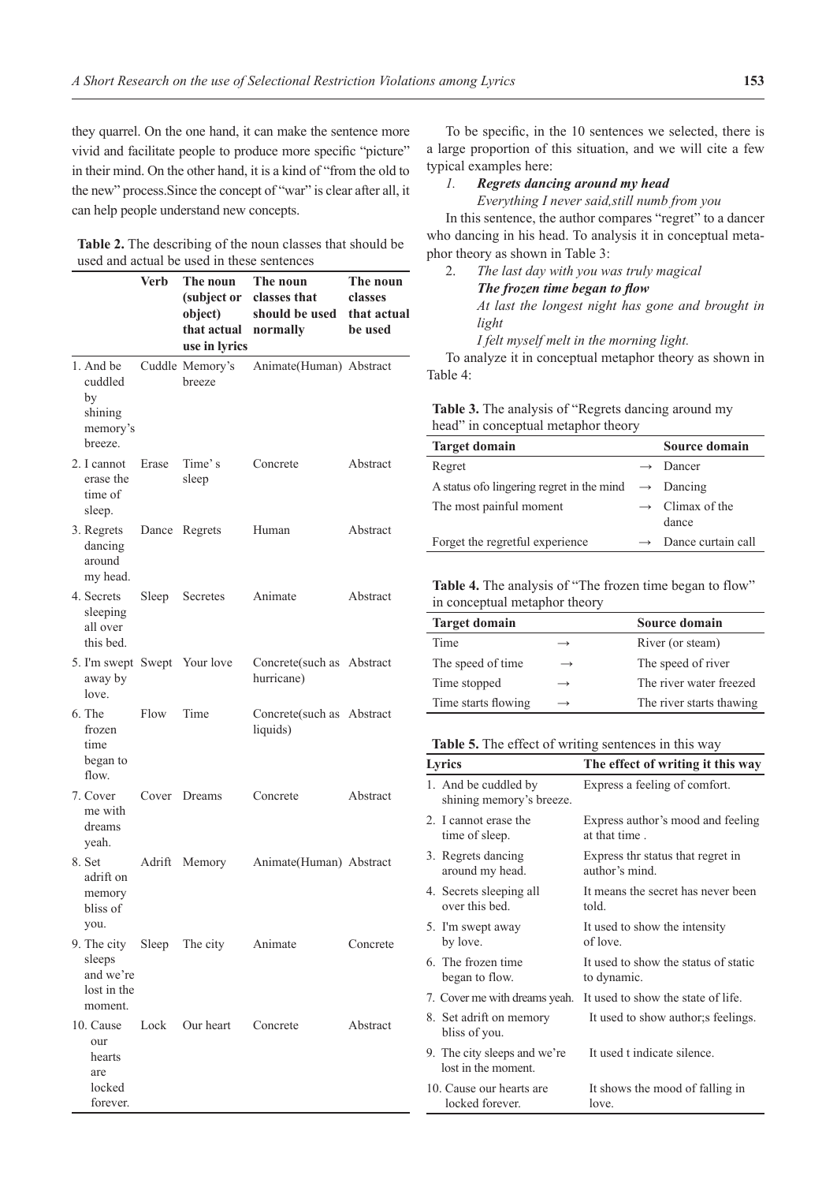they quarrel. On the one hand, it can make the sentence more vivid and facilitate people to produce more specific "picture" in their mind. On the other hand, it is a kind of "from the old to the new" process.Since the concept of "war" is clear after all, it can help people understand new concepts.

**Table 2.** The describing of the noun classes that should be used and actual be used in these sentences

| | Verb | The noun (subject or object) that actual use in lyrics | The noun classes that should be used normally | The noun classes that actual be used |
|---|---|---|---|---|
| 1. And be cuddled by shining memory's breeze. | Cuddle | Memory's breeze | Animate(Human) | Abstract |
| 2. I cannot erase the time of sleep. | Erase | Time's sleep | Concrete | Abstract |
| 3. Regrets dancing around my head. | Dance | Regrets | Human | Abstract |
| 4. Secrets sleeping all over this bed. | Sleep | Secretes | Animate | Abstract |
| 5. I'm swept away by love. | Swept | Your love | Concrete(such as hurricane) | Abstract |
| 6. The frozen time began to flow. | Flow | Time | Concrete(such as liquids) | Abstract |
| 7. Cover me with dreams yeah. | Cover | Dreams | Concrete | Abstract |
| 8. Set adrift on memory bliss of you. | Adrift | Memory | Animate(Human) | Abstract |
| 9. The city sleeps and we're lost in the moment. | Sleep | The city | Animate | Concrete |
| 10. Cause our hearts are locked forever. | Lock | Our heart | Concrete | Abstract |

To be specific, in the 10 sentences we selected, there is a large proportion of this situation, and we will cite a few typical examples here:

1. ***Regrets dancing around my head***
   *Everything I never said,still numb from you*

In this sentence, the author compares "regret" to a dancer who dancing in his head. To analysis it in conceptual metaphor theory as shown in Table 3:

2. *The last day with you was truly magical*
   ***The frozen time began to flow***
   *At last the longest night has gone and brought in light*
   *I felt myself melt in the morning light.*

To analyze it in conceptual metaphor theory as shown in Table 4:

**Table 3.** The analysis of "Regrets dancing around my head" in conceptual metaphor theory

| Target domain | | Source domain |
|---|---|---|
| Regret | → | Dancer |
| A status ofo lingering regret in the mind | → | Dancing |
| The most painful moment | → | Climax of the dance |
| Forget the regretful experience | → | Dance curtain call |

**Table 4.** The analysis of "The frozen time began to flow" in conceptual metaphor theory

| Target domain | | Source domain |
|---|---|---|
| Time | → | River (or steam) |
| The speed of time | → | The speed of river |
| Time stopped | → | The river water freezed |
| Time starts flowing | → | The river starts thawing |

**Table 5.** The effect of writing sentences in this way

| Lyrics | The effect of writing it this way |
|---|---|
| 1. And be cuddled by shining memory's breeze. | Express a feeling of comfort. |
| 2. I cannot erase the time of sleep. | Express author's mood and feeling at that time . |
| 3. Regrets dancing around my head. | Express thr status that regret in author's mind. |
| 4. Secrets sleeping all over this bed. | It means the secret has never been told. |
| 5. I'm swept away by love. | It used to show the intensity of love. |
| 6. The frozen time began to flow. | It used to show the status of static to dynamic. |
| 7. Cover me with dreams yeah. | It used to show the state of life. |
| 8. Set adrift on memory bliss of you. | It used to show author;s feelings. |
| 9. The city sleeps and we're lost in the moment. | It used t indicate silence. |
| 10. Cause our hearts are locked forever. | It shows the mood of falling in love. |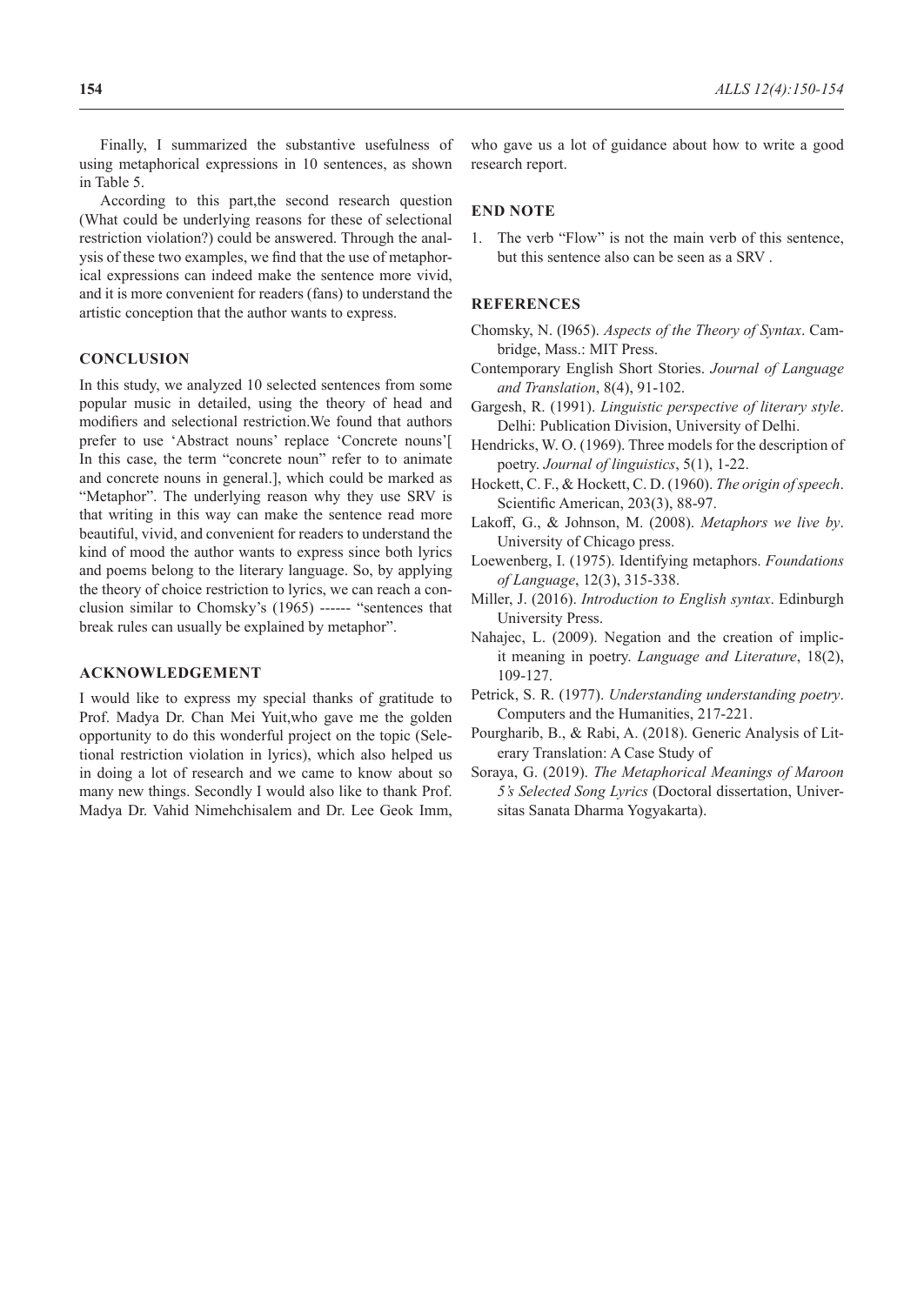Finally, I summarized the substantive usefulness of using metaphorical expressions in 10 sentences, as shown in Table 5.

According to this part,the second research question (What could be underlying reasons for these of selectional restriction violation?) could be answered. Through the analysis of these two examples, we find that the use of metaphorical expressions can indeed make the sentence more vivid, and it is more convenient for readers (fans) to understand the artistic conception that the author wants to express.

## CONCLUSION

In this study, we analyzed 10 selected sentences from some popular music in detailed, using the theory of head and modifiers and selectional restriction.We found that authors prefer to use 'Abstract nouns' replace 'Concrete nouns'[ In this case, the term "concrete noun" refer to to animate and concrete nouns in general.], which could be marked as "Metaphor". The underlying reason why they use SRV is that writing in this way can make the sentence read more beautiful, vivid, and convenient for readers to understand the kind of mood the author wants to express since both lyrics and poems belong to the literary language. So, by applying the theory of choice restriction to lyrics, we can reach a conclusion similar to Chomsky's (1965) ------ "sentences that break rules can usually be explained by metaphor".

## ACKNOWLEDGEMENT

I would like to express my special thanks of gratitude to Prof. Madya Dr. Chan Mei Yuit,who gave me the golden opportunity to do this wonderful project on the topic (Seletional restriction violation in lyrics), which also helped us in doing a lot of research and we came to know about so many new things. Secondly I would also like to thank Prof. Madya Dr. Vahid Nimehchisalem and Dr. Lee Geok Imm, who gave us a lot of guidance about how to write a good research report.

## END NOTE

1. The verb "Flow" is not the main verb of this sentence, but this sentence also can be seen as a SRV .

## REFERENCES

Chomsky, N. (I965). *Aspects of the Theory of Syntax*. Cambridge, Mass.: MIT Press.

Contemporary English Short Stories. *Journal of Language and Translation*, 8(4), 91-102.

Gargesh, R. (1991). *Linguistic perspective of literary style*. Delhi: Publication Division, University of Delhi.

Hendricks, W. O. (1969). Three models for the description of poetry. *Journal of linguistics*, 5(1), 1-22.

Hockett, C. F., & Hockett, C. D. (1960). *The origin of speech*. Scientific American, 203(3), 88-97.

Lakoff, G., & Johnson, M. (2008). *Metaphors we live by*. University of Chicago press.

Loewenberg, I. (1975). Identifying metaphors. *Foundations of Language*, 12(3), 315-338.

Miller, J. (2016). *Introduction to English syntax*. Edinburgh University Press.

Nahajec, L. (2009). Negation and the creation of implicit meaning in poetry. *Language and Literature*, 18(2), 109-127.

Petrick, S. R. (1977). *Understanding understanding poetry*. Computers and the Humanities, 217-221.

Pourgharib, B., & Rabi, A. (2018). Generic Analysis of Literary Translation: A Case Study of

Soraya, G. (2019). *The Metaphorical Meanings of Maroon 5's Selected Song Lyrics* (Doctoral dissertation, Universitas Sanata Dharma Yogyakarta).